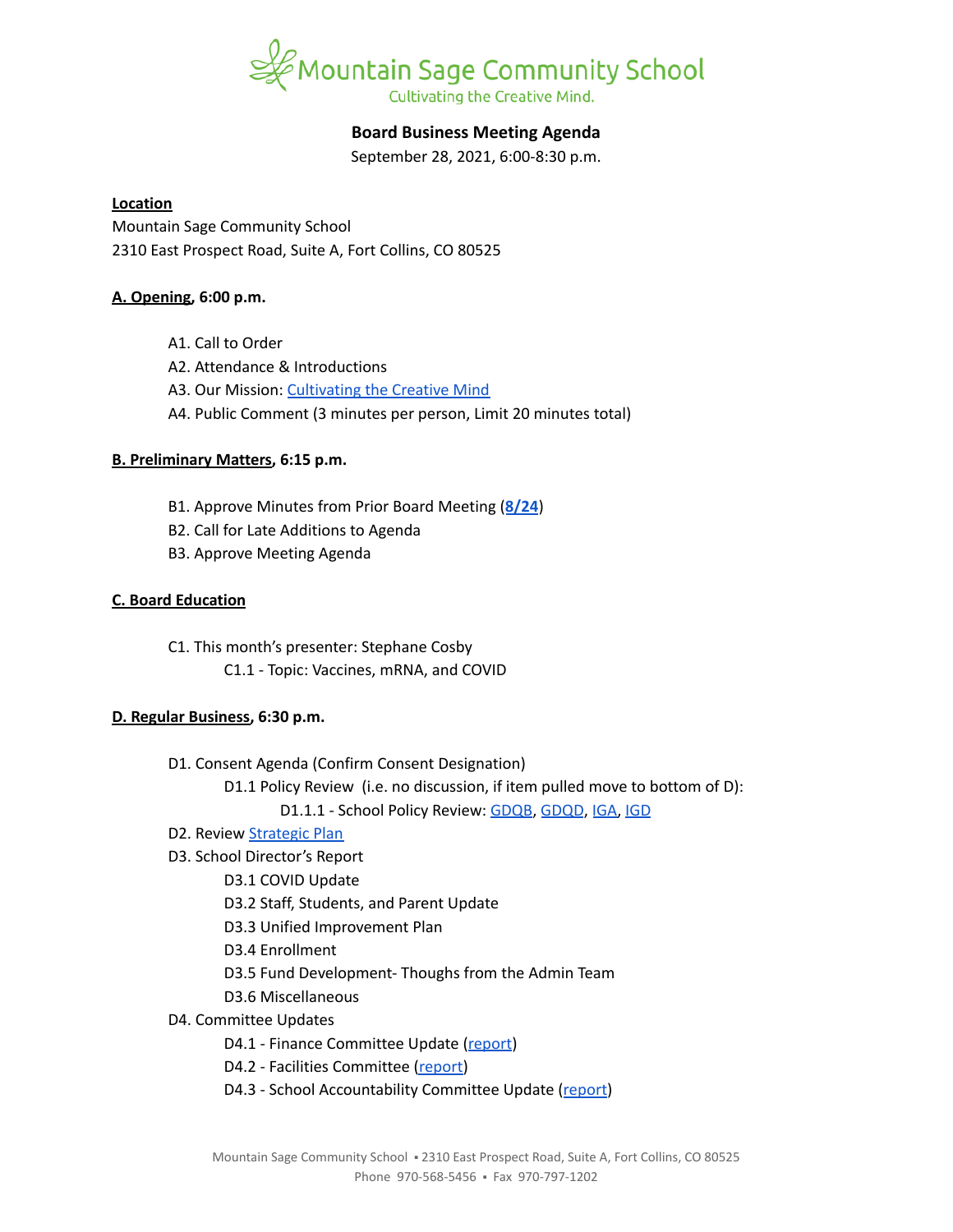Mountain Sage Community School

Cultivating the Creative Mind.

# Board Business Meeting Agenda

September 28, 2021, 6:00-8:30 p.m.

**Location**

Mountain Sage Community School
2310 East Prospect Road, Suite A, Fort Collins, CO 80525

**A. Opening, 6:00 p.m.**

- A1. Call to Order
- A2. Attendance & Introductions
- A3. Our Mission: Cultivating the Creative Mind
- A4. Public Comment (3 minutes per person, Limit 20 minutes total)

**B. Preliminary Matters, 6:15 p.m.**

- B1. Approve Minutes from Prior Board Meeting (**8/24**)
- B2. Call for Late Additions to Agenda
- B3. Approve Meeting Agenda

**C. Board Education**

- C1. This month's presenter: Stephane Cosby
  - C1.1 - Topic: Vaccines, mRNA, and COVID

**D. Regular Business, 6:30 p.m.**

- D1. Consent Agenda (Confirm Consent Designation)
  - D1.1 Policy Review (i.e. no discussion, if item pulled move to bottom of D):
    - D1.1.1 - School Policy Review: GDQB, GDQD, IGA, IGD
- D2. Review Strategic Plan
- D3. School Director's Report
  - D3.1 COVID Update
  - D3.2 Staff, Students, and Parent Update
  - D3.3 Unified Improvement Plan
  - D3.4 Enrollment
  - D3.5 Fund Development- Thoughs from the Admin Team
  - D3.6 Miscellaneous
- D4. Committee Updates
  - D4.1 - Finance Committee Update (report)
  - D4.2 - Facilities Committee (report)
  - D4.3 - School Accountability Committee Update (report)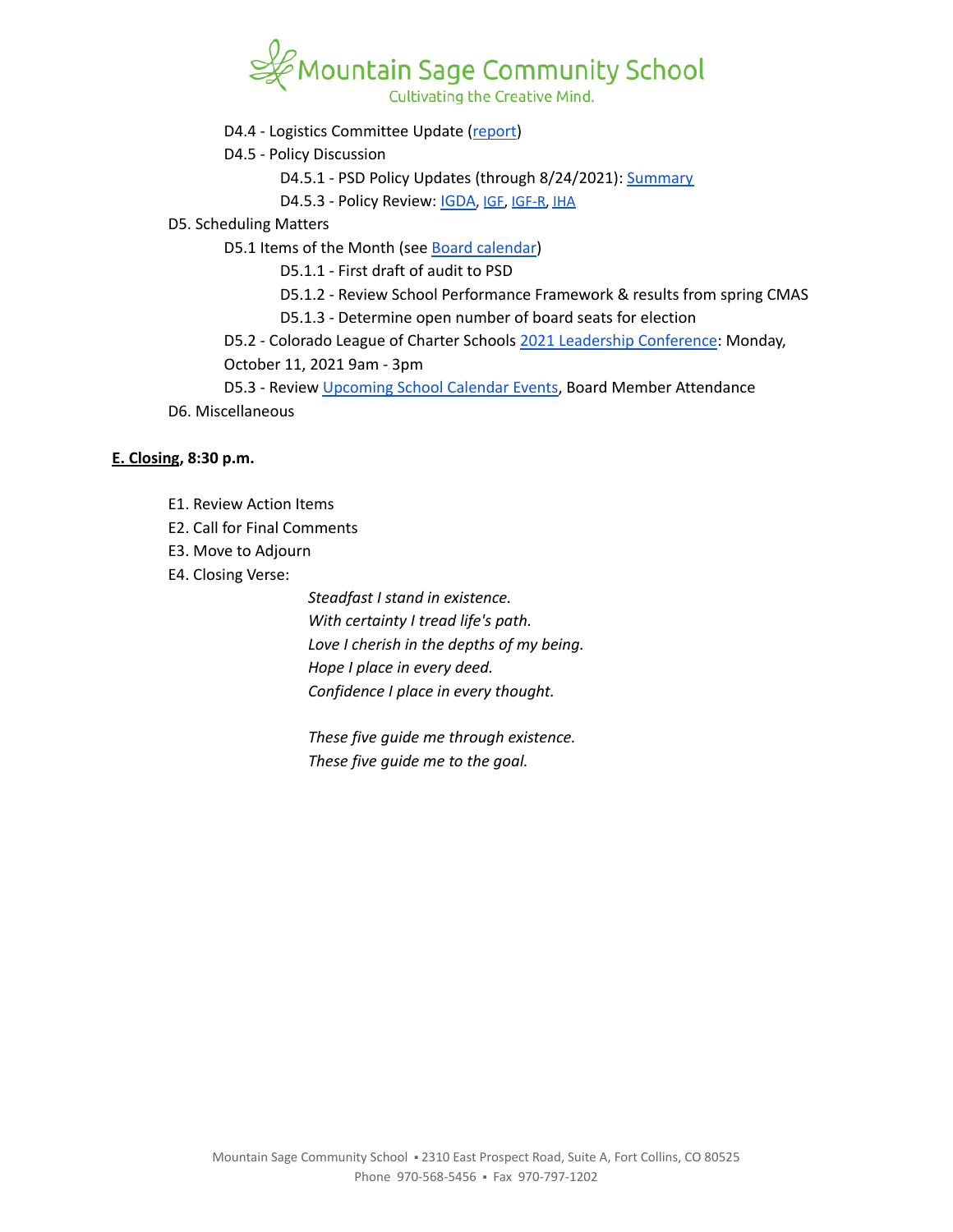D4.4 - Logistics Committee Update (report)

D4.5 - Policy Discussion

D4.5.1 - PSD Policy Updates (through 8/24/2021): Summary

D4.5.3 - Policy Review: IGDA, IGF, IGF-R, IHA

D5. Scheduling Matters

D5.1 Items of the Month (see Board calendar)

D5.1.1 - First draft of audit to PSD

D5.1.2 - Review School Performance Framework & results from spring CMAS

D5.1.3 - Determine open number of board seats for election

D5.2 - Colorado League of Charter Schools 2021 Leadership Conference: Monday, October 11, 2021 9am - 3pm

D5.3 - Review Upcoming School Calendar Events, Board Member Attendance

D6. Miscellaneous

**E. Closing, 8:30 p.m.**

E1. Review Action Items

E2. Call for Final Comments

E3. Move to Adjourn

E4. Closing Verse:

*Steadfast I stand in existence.*
*With certainty I tread life's path.*
*Love I cherish in the depths of my being.*
*Hope I place in every deed.*
*Confidence I place in every thought.*

*These five guide me through existence.*
*These five guide me to the goal.*